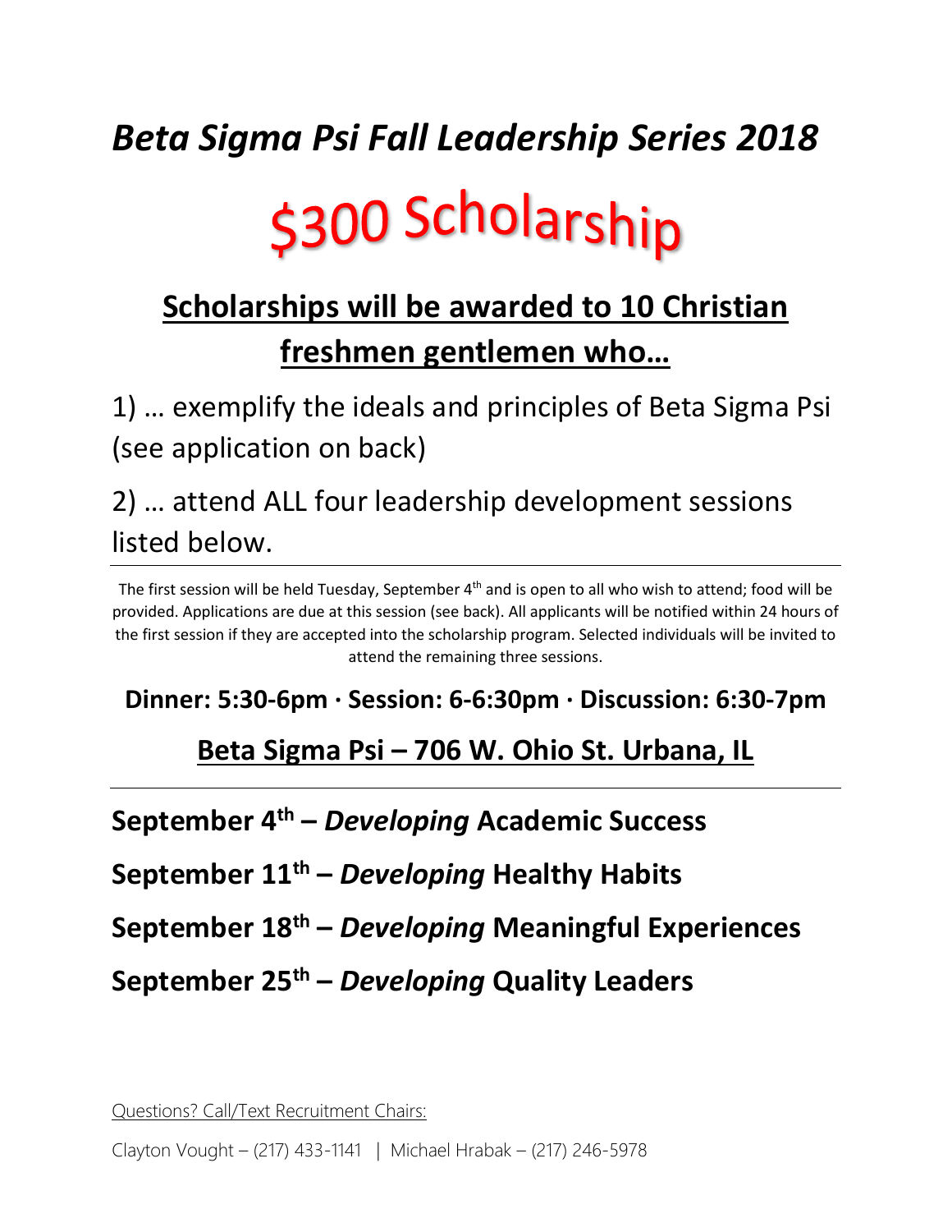# *Beta Sigma Psi Fall Leadership Series 2018*

# $300 Scholarship

## Scholarships will be awarded to 10 Christian freshmen gentlemen who…

1) … exemplify the ideals and principles of Beta Sigma Psi (see application on back)

2) … attend ALL four leadership development sessions listed below.

---

The first session will be held Tuesday, September 4th and is open to all who wish to attend; food will be provided. Applications are due at this session (see back). All applicants will be notified within 24 hours of the first session if they are accepted into the scholarship program. Selected individuals will be invited to attend the remaining three sessions.

**Dinner: 5:30-6pm · Session: 6-6:30pm · Discussion: 6:30-7pm**

**Beta Sigma Psi – 706 W. Ohio St. Urbana, IL**

---

**September 4th – *Developing* Academic Success**

**September 11th – *Developing* Healthy Habits**

**September 18th – *Developing* Meaningful Experiences**

**September 25th – *Developing* Quality Leaders**

Questions? Call/Text Recruitment Chairs:

Clayton Vought – (217) 433-1141 | Michael Hrabak – (217) 246-5978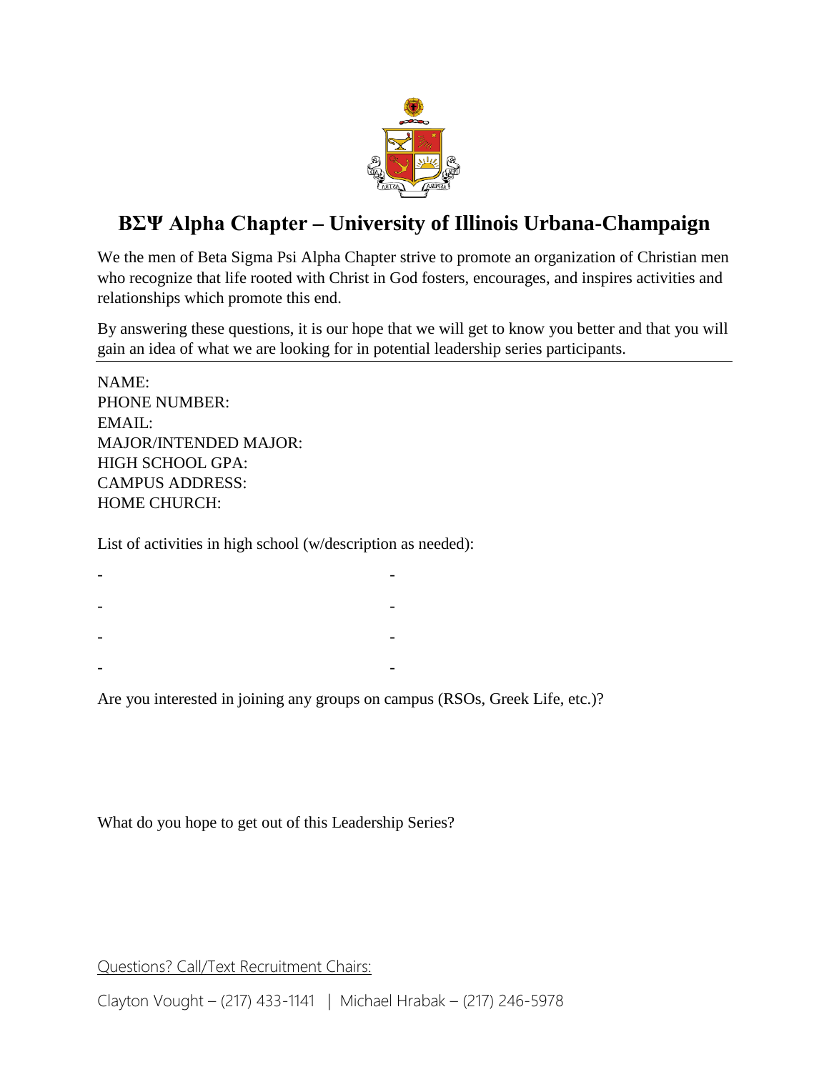## ΒΣΨ Alpha Chapter – University of Illinois Urbana-Champaign

We the men of Beta Sigma Psi Alpha Chapter strive to promote an organization of Christian men who recognize that life rooted with Christ in God fosters, encourages, and inspires activities and relationships which promote this end.

By answering these questions, it is our hope that we will get to know you better and that you will gain an idea of what we are looking for in potential leadership series participants.

---

NAME:
PHONE NUMBER:
EMAIL:
MAJOR/INTENDED MAJOR:
HIGH SCHOOL GPA:
CAMPUS ADDRESS:
HOME CHURCH:

List of activities in high school (w/description as needed):

- 
- 
- 
- 
- 
- 
- 
- 

Are you interested in joining any groups on campus (RSOs, Greek Life, etc.)?

What do you hope to get out of this Leadership Series?

Questions? Call/Text Recruitment Chairs:

Clayton Vought – (217) 433-1141 | Michael Hrabak – (217) 246-5978